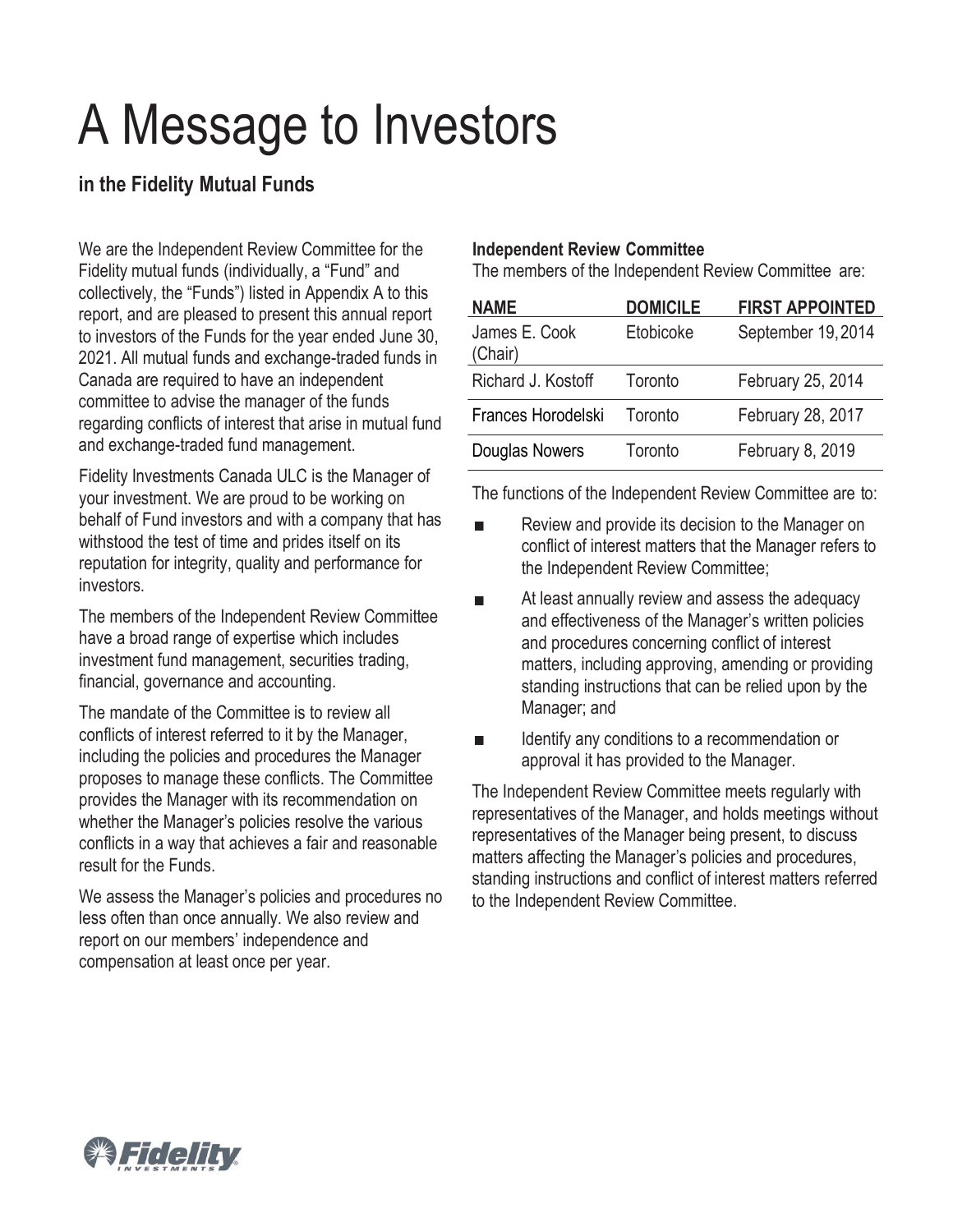# A Message to Investors

### in the Fidelity Mutual Funds

We are the Independent Review Committee for the Fidelity mutual funds (individually, a "Fund" and collectively, the "Funds") listed in Appendix A to this report, and are pleased to present this annual report to investors of the Funds for the year ended June 30, 2021. All mutual funds and exchange-traded funds in Canada are required to have an independent committee to advise the manager of the funds regarding conflicts of interest that arise in mutual fund and exchange-traded fund management.

Fidelity Investments Canada ULC is the Manager of your investment. We are proud to be working on behalf of Fund investors and with a company that has withstood the test of time and prides itself on its reputation for integrity, quality and performance for investors.

The members of the Independent Review Committee have a broad range of expertise which includes investment fund management, securities trading, financial, governance and accounting.

The mandate of the Committee is to review all conflicts of interest referred to it by the Manager, including the policies and procedures the Manager proposes to manage these conflicts. The Committee provides the Manager with its recommendation on whether the Manager's policies resolve the various conflicts in a way that achieves a fair and reasonable result for the Funds.

We assess the Manager's policies and procedures no less often than once annually. We also review and report on our members' independence and compensation at least once per year.

**Independent Review Committee**

The members of the Independent Review Committee are:

| NAME | DOMICILE | FIRST APPOINTED |
|---|---|---|
| James E. Cook (Chair) | Etobicoke | September 19, 2014 |
| Richard J. Kostoff | Toronto | February 25, 2014 |
| Frances Horodelski | Toronto | February 28, 2017 |
| Douglas Nowers | Toronto | February 8, 2019 |

The functions of the Independent Review Committee are to:

- Review and provide its decision to the Manager on conflict of interest matters that the Manager refers to the Independent Review Committee;
- At least annually review and assess the adequacy and effectiveness of the Manager's written policies and procedures concerning conflict of interest matters, including approving, amending or providing standing instructions that can be relied upon by the Manager; and
- Identify any conditions to a recommendation or approval it has provided to the Manager.

The Independent Review Committee meets regularly with representatives of the Manager, and holds meetings without representatives of the Manager being present, to discuss matters affecting the Manager's policies and procedures, standing instructions and conflict of interest matters referred to the Independent Review Committee.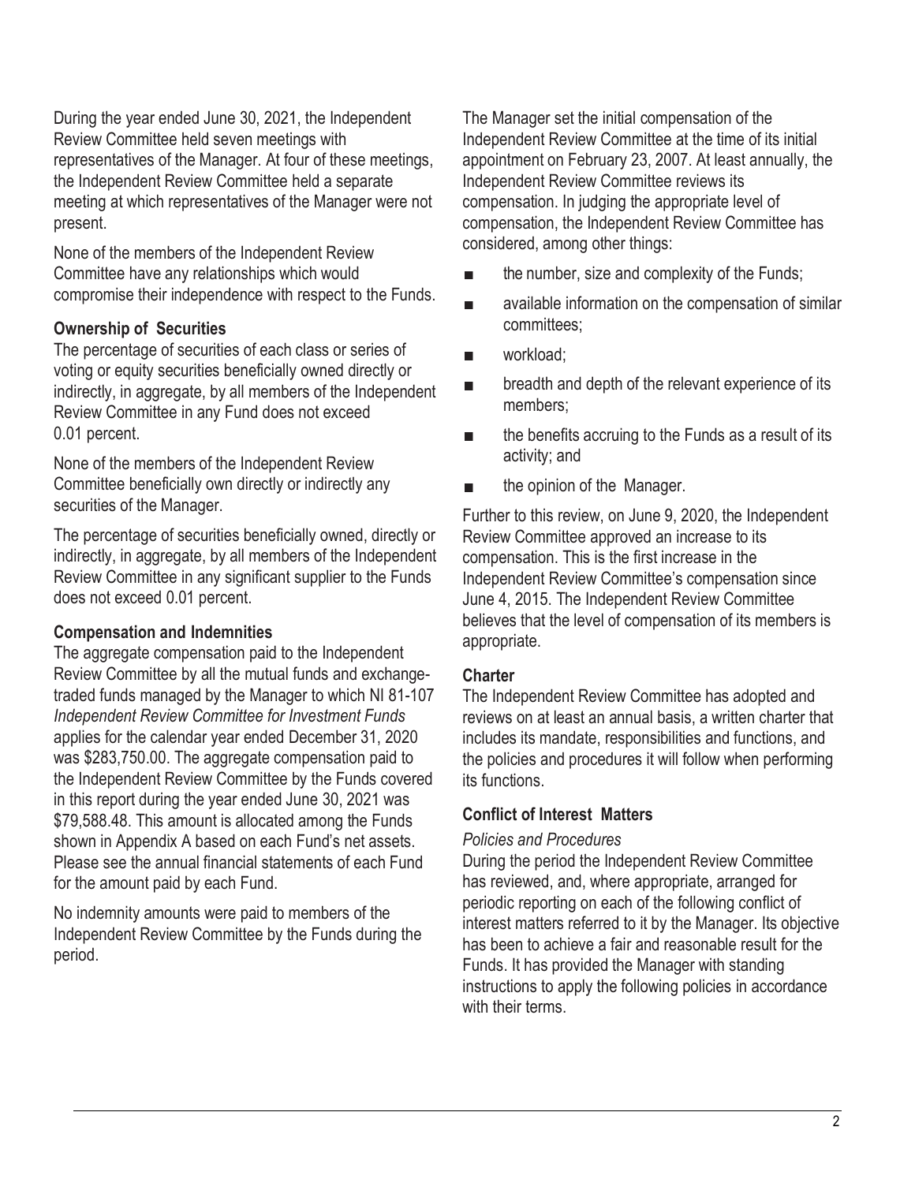During the year ended June 30, 2021, the Independent Review Committee held seven meetings with representatives of the Manager. At four of these meetings, the Independent Review Committee held a separate meeting at which representatives of the Manager were not present.

None of the members of the Independent Review Committee have any relationships which would compromise their independence with respect to the Funds.

### Ownership of Securities

The percentage of securities of each class or series of voting or equity securities beneficially owned directly or indirectly, in aggregate, by all members of the Independent Review Committee in any Fund does not exceed 0.01 percent.

None of the members of the Independent Review Committee beneficially own directly or indirectly any securities of the Manager.

The percentage of securities beneficially owned, directly or indirectly, in aggregate, by all members of the Independent Review Committee in any significant supplier to the Funds does not exceed 0.01 percent.

### Compensation and Indemnities

The aggregate compensation paid to the Independent Review Committee by all the mutual funds and exchange-traded funds managed by the Manager to which NI 81-107 *Independent Review Committee for Investment Funds* applies for the calendar year ended December 31, 2020 was $283,750.00. The aggregate compensation paid to the Independent Review Committee by the Funds covered in this report during the year ended June 30, 2021 was $79,588.48. This amount is allocated among the Funds shown in Appendix A based on each Fund's net assets. Please see the annual financial statements of each Fund for the amount paid by each Fund.

No indemnity amounts were paid to members of the Independent Review Committee by the Funds during the period.

The Manager set the initial compensation of the Independent Review Committee at the time of its initial appointment on February 23, 2007. At least annually, the Independent Review Committee reviews its compensation. In judging the appropriate level of compensation, the Independent Review Committee has considered, among other things:

- the number, size and complexity of the Funds;
- available information on the compensation of similar committees;
- workload;
- breadth and depth of the relevant experience of its members;
- the benefits accruing to the Funds as a result of its activity; and
- the opinion of the Manager.

Further to this review, on June 9, 2020, the Independent Review Committee approved an increase to its compensation. This is the first increase in the Independent Review Committee's compensation since June 4, 2015. The Independent Review Committee believes that the level of compensation of its members is appropriate.

### Charter

The Independent Review Committee has adopted and reviews on at least an annual basis, a written charter that includes its mandate, responsibilities and functions, and the policies and procedures it will follow when performing its functions.

### Conflict of Interest Matters

*Policies and Procedures*

During the period the Independent Review Committee has reviewed, and, where appropriate, arranged for periodic reporting on each of the following conflict of interest matters referred to it by the Manager. Its objective has been to achieve a fair and reasonable result for the Funds. It has provided the Manager with standing instructions to apply the following policies in accordance with their terms.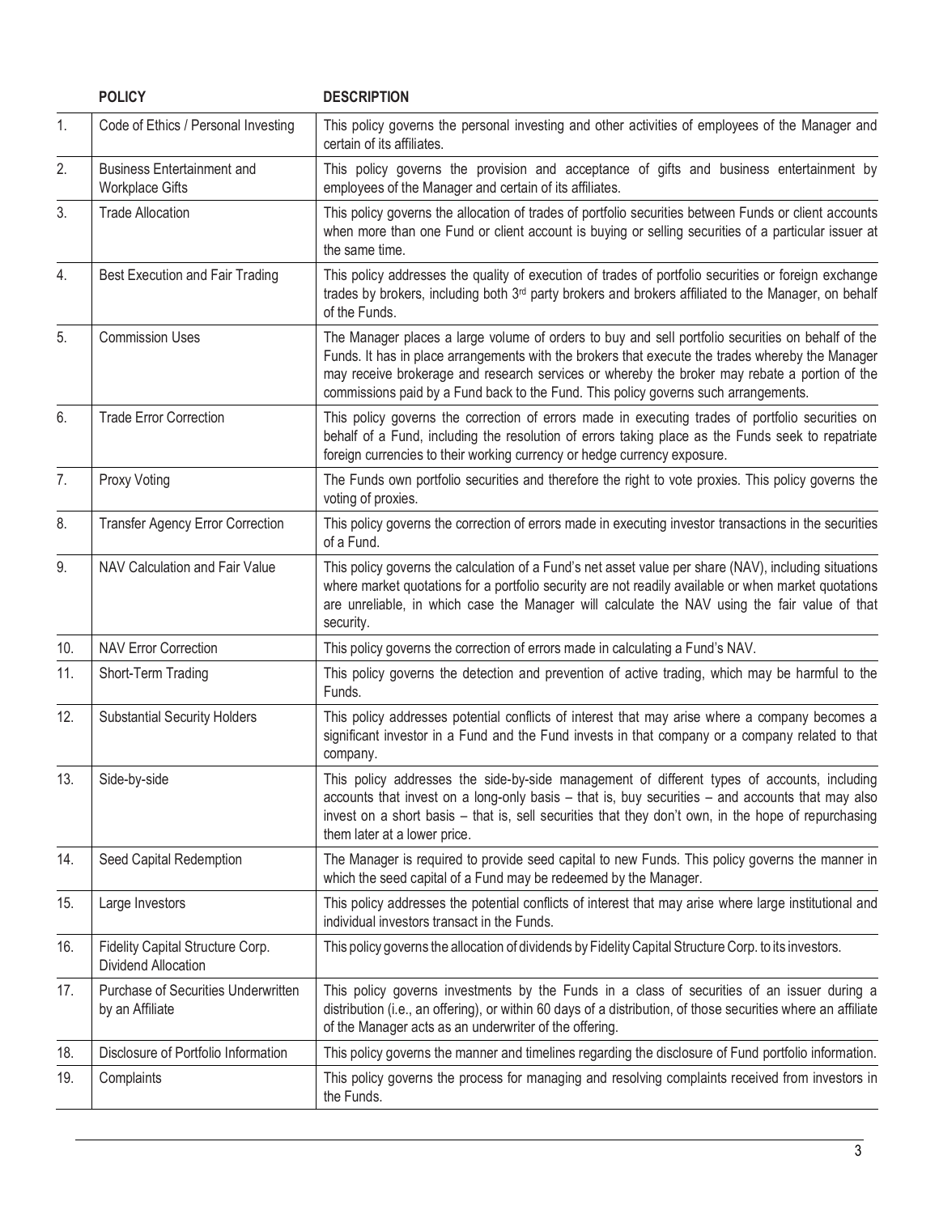| | POLICY | DESCRIPTION |
|---|---|---|
| 1. | Code of Ethics / Personal Investing | This policy governs the personal investing and other activities of employees of the Manager and certain of its affiliates. |
| 2. | Business Entertainment and Workplace Gifts | This policy governs the provision and acceptance of gifts and business entertainment by employees of the Manager and certain of its affiliates. |
| 3. | Trade Allocation | This policy governs the allocation of trades of portfolio securities between Funds or client accounts when more than one Fund or client account is buying or selling securities of a particular issuer at the same time. |
| 4. | Best Execution and Fair Trading | This policy addresses the quality of execution of trades of portfolio securities or foreign exchange trades by brokers, including both 3rd party brokers and brokers affiliated to the Manager, on behalf of the Funds. |
| 5. | Commission Uses | The Manager places a large volume of orders to buy and sell portfolio securities on behalf of the Funds. It has in place arrangements with the brokers that execute the trades whereby the Manager may receive brokerage and research services or whereby the broker may rebate a portion of the commissions paid by a Fund back to the Fund. This policy governs such arrangements. |
| 6. | Trade Error Correction | This policy governs the correction of errors made in executing trades of portfolio securities on behalf of a Fund, including the resolution of errors taking place as the Funds seek to repatriate foreign currencies to their working currency or hedge currency exposure. |
| 7. | Proxy Voting | The Funds own portfolio securities and therefore the right to vote proxies. This policy governs the voting of proxies. |
| 8. | Transfer Agency Error Correction | This policy governs the correction of errors made in executing investor transactions in the securities of a Fund. |
| 9. | NAV Calculation and Fair Value | This policy governs the calculation of a Fund's net asset value per share (NAV), including situations where market quotations for a portfolio security are not readily available or when market quotations are unreliable, in which case the Manager will calculate the NAV using the fair value of that security. |
| 10. | NAV Error Correction | This policy governs the correction of errors made in calculating a Fund's NAV. |
| 11. | Short-Term Trading | This policy governs the detection and prevention of active trading, which may be harmful to the Funds. |
| 12. | Substantial Security Holders | This policy addresses potential conflicts of interest that may arise where a company becomes a significant investor in a Fund and the Fund invests in that company or a company related to that company. |
| 13. | Side-by-side | This policy addresses the side-by-side management of different types of accounts, including accounts that invest on a long-only basis – that is, buy securities – and accounts that may also invest on a short basis – that is, sell securities that they don't own, in the hope of repurchasing them later at a lower price. |
| 14. | Seed Capital Redemption | The Manager is required to provide seed capital to new Funds. This policy governs the manner in which the seed capital of a Fund may be redeemed by the Manager. |
| 15. | Large Investors | This policy addresses the potential conflicts of interest that may arise where large institutional and individual investors transact in the Funds. |
| 16. | Fidelity Capital Structure Corp. Dividend Allocation | This policy governs the allocation of dividends by Fidelity Capital Structure Corp. to its investors. |
| 17. | Purchase of Securities Underwritten by an Affiliate | This policy governs investments by the Funds in a class of securities of an issuer during a distribution (i.e., an offering), or within 60 days of a distribution, of those securities where an affiliate of the Manager acts as an underwriter of the offering. |
| 18. | Disclosure of Portfolio Information | This policy governs the manner and timelines regarding the disclosure of Fund portfolio information. |
| 19. | Complaints | This policy governs the process for managing and resolving complaints received from investors in the Funds. |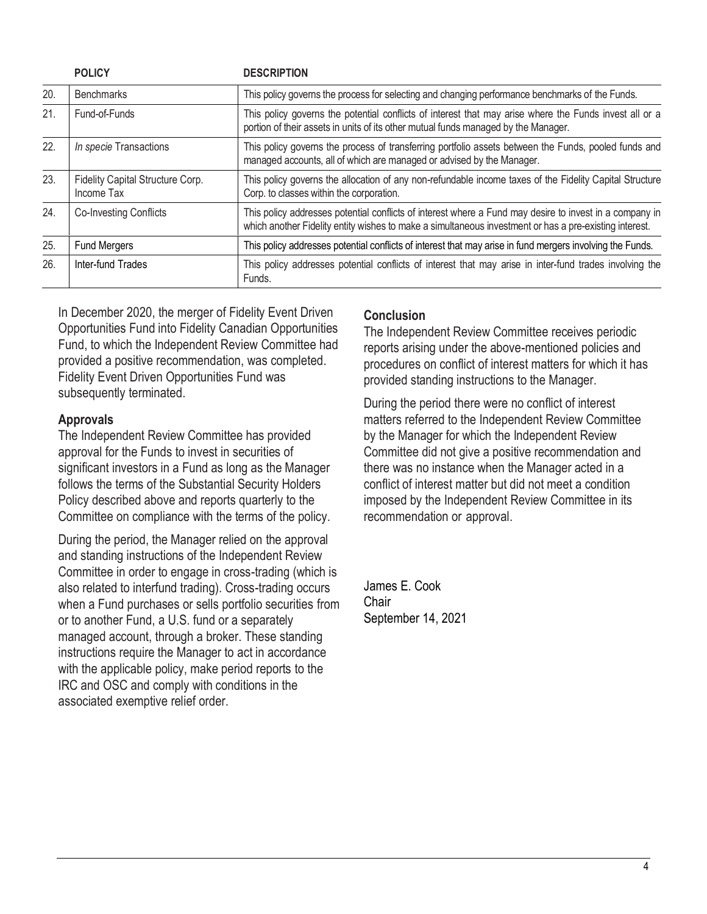| | POLICY | DESCRIPTION |
|---|---|---|
| 20. | Benchmarks | This policy governs the process for selecting and changing performance benchmarks of the Funds. |
| 21. | Fund-of-Funds | This policy governs the potential conflicts of interest that may arise where the Funds invest all or a portion of their assets in units of its other mutual funds managed by the Manager. |
| 22. | *In specie* Transactions | This policy governs the process of transferring portfolio assets between the Funds, pooled funds and managed accounts, all of which are managed or advised by the Manager. |
| 23. | Fidelity Capital Structure Corp. Income Tax | This policy governs the allocation of any non-refundable income taxes of the Fidelity Capital Structure Corp. to classes within the corporation. |
| 24. | Co-Investing Conflicts | This policy addresses potential conflicts of interest where a Fund may desire to invest in a company in which another Fidelity entity wishes to make a simultaneous investment or has a pre-existing interest. |
| 25. | Fund Mergers | This policy addresses potential conflicts of interest that may arise in fund mergers involving the Funds. |
| 26. | Inter-fund Trades | This policy addresses potential conflicts of interest that may arise in inter-fund trades involving the Funds. |

In December 2020, the merger of Fidelity Event Driven Opportunities Fund into Fidelity Canadian Opportunities Fund, to which the Independent Review Committee had provided a positive recommendation, was completed. Fidelity Event Driven Opportunities Fund was subsequently terminated.

### Approvals

The Independent Review Committee has provided approval for the Funds to invest in securities of significant investors in a Fund as long as the Manager follows the terms of the Substantial Security Holders Policy described above and reports quarterly to the Committee on compliance with the terms of the policy.

During the period, the Manager relied on the approval and standing instructions of the Independent Review Committee in order to engage in cross-trading (which is also related to interfund trading). Cross-trading occurs when a Fund purchases or sells portfolio securities from or to another Fund, a U.S. fund or a separately managed account, through a broker. These standing instructions require the Manager to act in accordance with the applicable policy, make period reports to the IRC and OSC and comply with conditions in the associated exemptive relief order.

### Conclusion

The Independent Review Committee receives periodic reports arising under the above-mentioned policies and procedures on conflict of interest matters for which it has provided standing instructions to the Manager.

During the period there were no conflict of interest matters referred to the Independent Review Committee by the Manager for which the Independent Review Committee did not give a positive recommendation and there was no instance when the Manager acted in a conflict of interest matter but did not meet a condition imposed by the Independent Review Committee in its recommendation or approval.

James E. Cook
Chair
September 14, 2021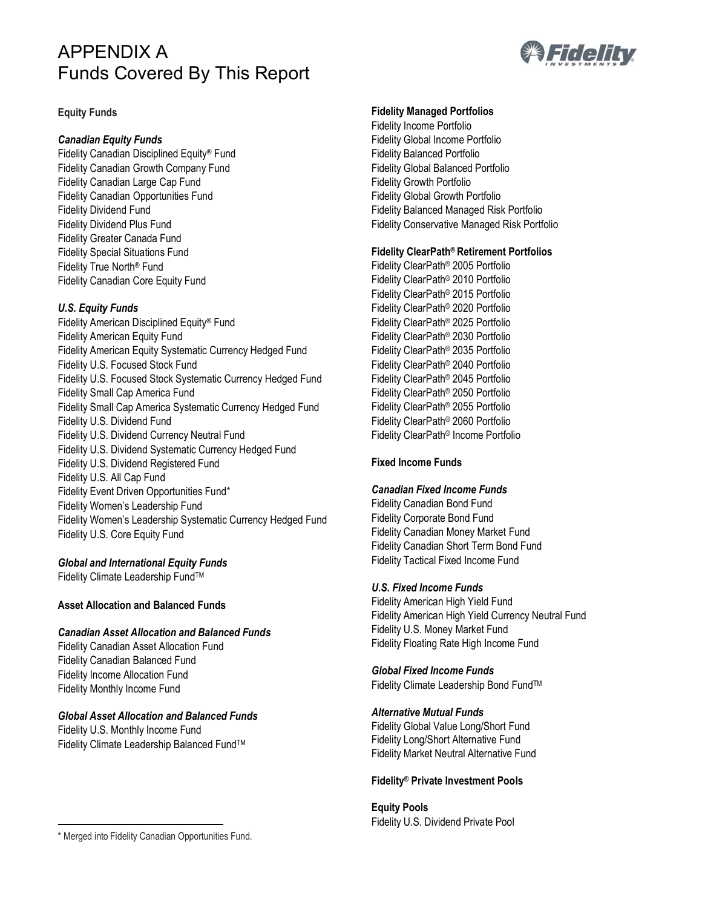# APPENDIX A
# Funds Covered By This Report

## Equity Funds

### *Canadian Equity Funds*

Fidelity Canadian Disciplined Equity® Fund
Fidelity Canadian Growth Company Fund
Fidelity Canadian Large Cap Fund
Fidelity Canadian Opportunities Fund
Fidelity Dividend Fund
Fidelity Dividend Plus Fund
Fidelity Greater Canada Fund
Fidelity Special Situations Fund
Fidelity True North® Fund
Fidelity Canadian Core Equity Fund

### *U.S. Equity Funds*

Fidelity American Disciplined Equity® Fund
Fidelity American Equity Fund
Fidelity American Equity Systematic Currency Hedged Fund
Fidelity U.S. Focused Stock Fund
Fidelity U.S. Focused Stock Systematic Currency Hedged Fund
Fidelity Small Cap America Fund
Fidelity Small Cap America Systematic Currency Hedged Fund
Fidelity U.S. Dividend Fund
Fidelity U.S. Dividend Currency Neutral Fund
Fidelity U.S. Dividend Systematic Currency Hedged Fund
Fidelity U.S. Dividend Registered Fund
Fidelity U.S. All Cap Fund
Fidelity Event Driven Opportunities Fund*
Fidelity Women's Leadership Fund
Fidelity Women's Leadership Systematic Currency Hedged Fund
Fidelity U.S. Core Equity Fund

### *Global and International Equity Funds*

Fidelity Climate Leadership Fund™

## Asset Allocation and Balanced Funds

### *Canadian Asset Allocation and Balanced Funds*

Fidelity Canadian Asset Allocation Fund
Fidelity Canadian Balanced Fund
Fidelity Income Allocation Fund
Fidelity Monthly Income Fund

### *Global Asset Allocation and Balanced Funds*

Fidelity U.S. Monthly Income Fund
Fidelity Climate Leadership Balanced Fund™

## Fidelity Managed Portfolios

Fidelity Income Portfolio
Fidelity Global Income Portfolio
Fidelity Balanced Portfolio
Fidelity Global Balanced Portfolio
Fidelity Growth Portfolio
Fidelity Global Growth Portfolio
Fidelity Balanced Managed Risk Portfolio
Fidelity Conservative Managed Risk Portfolio

## Fidelity ClearPath® Retirement Portfolios

Fidelity ClearPath® 2005 Portfolio
Fidelity ClearPath® 2010 Portfolio
Fidelity ClearPath® 2015 Portfolio
Fidelity ClearPath® 2020 Portfolio
Fidelity ClearPath® 2025 Portfolio
Fidelity ClearPath® 2030 Portfolio
Fidelity ClearPath® 2035 Portfolio
Fidelity ClearPath® 2040 Portfolio
Fidelity ClearPath® 2045 Portfolio
Fidelity ClearPath® 2050 Portfolio
Fidelity ClearPath® 2055 Portfolio
Fidelity ClearPath® 2060 Portfolio
Fidelity ClearPath® Income Portfolio

## Fixed Income Funds

### *Canadian Fixed Income Funds*

Fidelity Canadian Bond Fund
Fidelity Corporate Bond Fund
Fidelity Canadian Money Market Fund
Fidelity Canadian Short Term Bond Fund
Fidelity Tactical Fixed Income Fund

### *U.S. Fixed Income Funds*

Fidelity American High Yield Fund
Fidelity American High Yield Currency Neutral Fund
Fidelity U.S. Money Market Fund
Fidelity Floating Rate High Income Fund

### *Global Fixed Income Funds*

Fidelity Climate Leadership Bond Fund™

### *Alternative Mutual Funds*

Fidelity Global Value Long/Short Fund
Fidelity Long/Short Alternative Fund
Fidelity Market Neutral Alternative Fund

## Fidelity® Private Investment Pools

### Equity Pools

Fidelity U.S. Dividend Private Pool

---

\* Merged into Fidelity Canadian Opportunities Fund.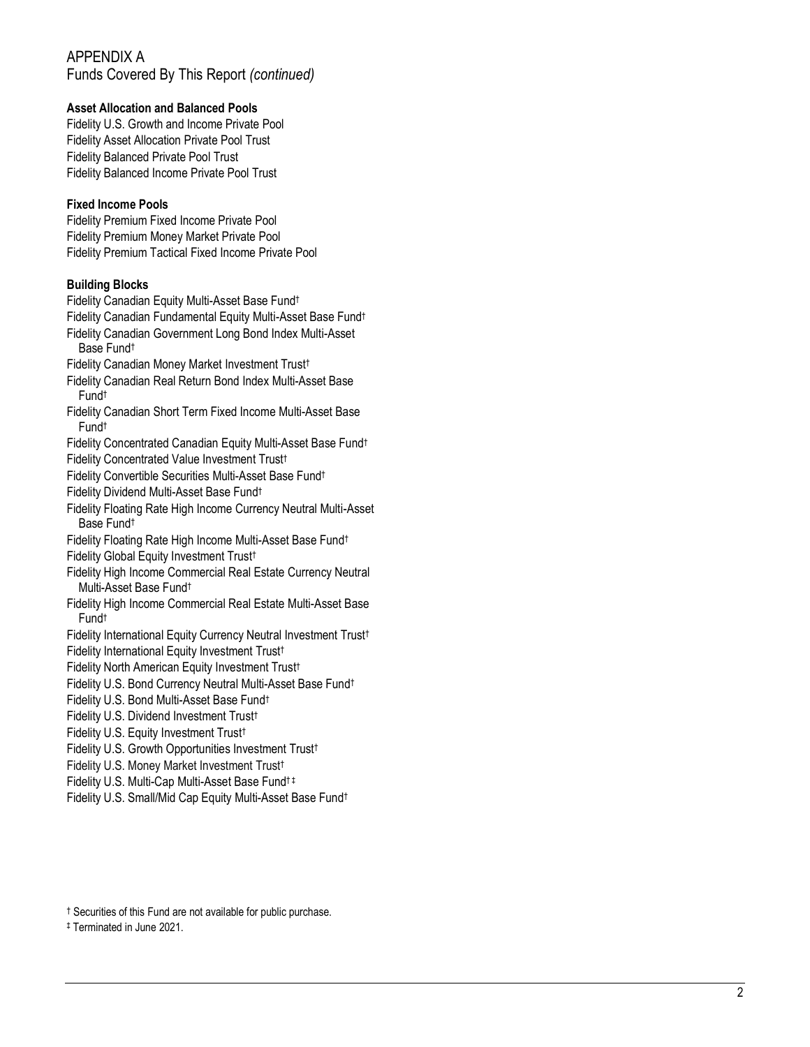# APPENDIX A

## Funds Covered By This Report *(continued)*

**Asset Allocation and Balanced Pools**

Fidelity U.S. Growth and Income Private Pool
Fidelity Asset Allocation Private Pool Trust
Fidelity Balanced Private Pool Trust
Fidelity Balanced Income Private Pool Trust

**Fixed Income Pools**

Fidelity Premium Fixed Income Private Pool
Fidelity Premium Money Market Private Pool
Fidelity Premium Tactical Fixed Income Private Pool

**Building Blocks**

Fidelity Canadian Equity Multi-Asset Base Fund†
Fidelity Canadian Fundamental Equity Multi-Asset Base Fund†
Fidelity Canadian Government Long Bond Index Multi-Asset Base Fund†
Fidelity Canadian Money Market Investment Trust†
Fidelity Canadian Real Return Bond Index Multi-Asset Base Fund†
Fidelity Canadian Short Term Fixed Income Multi-Asset Base Fund†
Fidelity Concentrated Canadian Equity Multi-Asset Base Fund†
Fidelity Concentrated Value Investment Trust†
Fidelity Convertible Securities Multi-Asset Base Fund†
Fidelity Dividend Multi-Asset Base Fund†
Fidelity Floating Rate High Income Currency Neutral Multi-Asset Base Fund†
Fidelity Floating Rate High Income Multi-Asset Base Fund†
Fidelity Global Equity Investment Trust†
Fidelity High Income Commercial Real Estate Currency Neutral Multi-Asset Base Fund†
Fidelity High Income Commercial Real Estate Multi-Asset Base Fund†
Fidelity International Equity Currency Neutral Investment Trust†
Fidelity International Equity Investment Trust†
Fidelity North American Equity Investment Trust†
Fidelity U.S. Bond Currency Neutral Multi-Asset Base Fund†
Fidelity U.S. Bond Multi-Asset Base Fund†
Fidelity U.S. Dividend Investment Trust†
Fidelity U.S. Equity Investment Trust†
Fidelity U.S. Growth Opportunities Investment Trust†
Fidelity U.S. Money Market Investment Trust†
Fidelity U.S. Multi-Cap Multi-Asset Base Fund† ‡
Fidelity U.S. Small/Mid Cap Equity Multi-Asset Base Fund†

† Securities of this Fund are not available for public purchase.

‡ Terminated in June 2021.